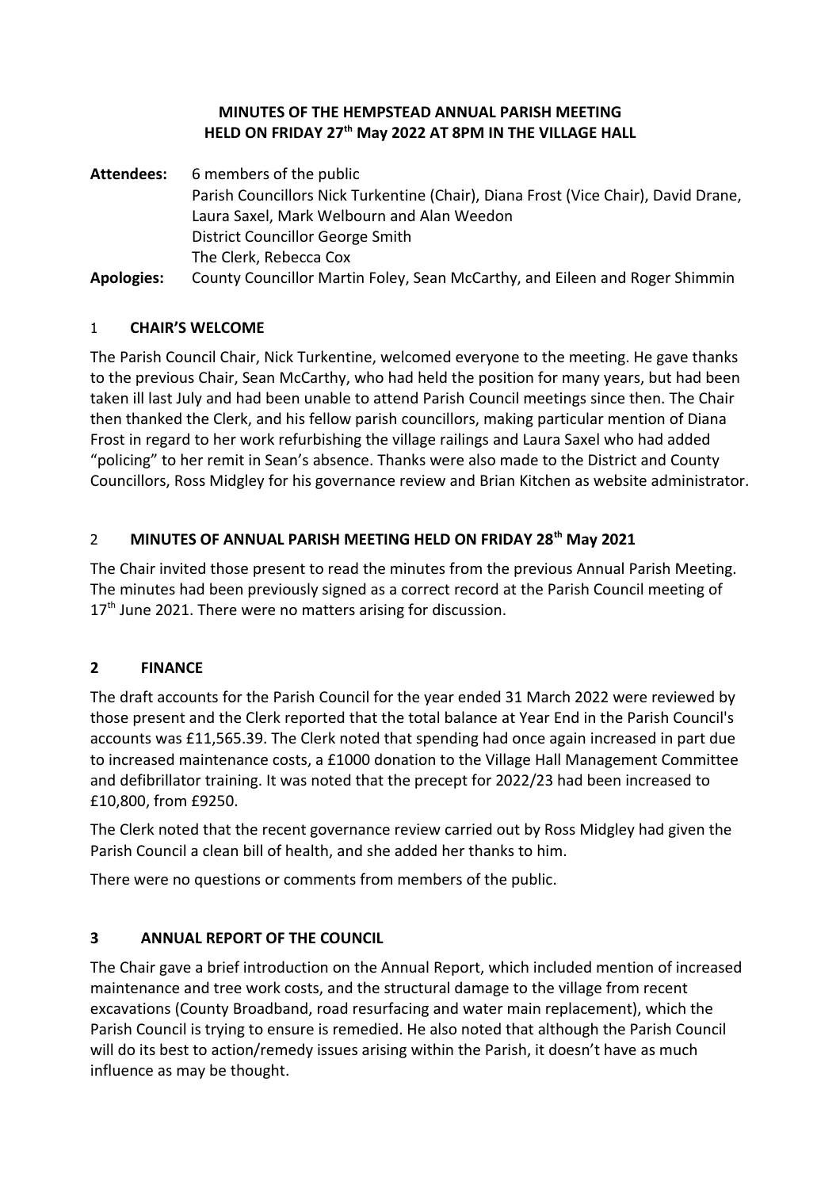# MINUTES OF THE HEMPSTEAD ANNUAL PARISH MEETING HELD ON FRIDAY 27th May 2022 AT 8PM IN THE VILLAGE HALL

**Attendees:** 6 members of the public
Parish Councillors Nick Turkentine (Chair), Diana Frost (Vice Chair), David Drane, Laura Saxel, Mark Welbourn and Alan Weedon
District Councillor George Smith
The Clerk, Rebecca Cox

**Apologies:** County Councillor Martin Foley, Sean McCarthy, and Eileen and Roger Shimmin

## 1 CHAIR'S WELCOME

The Parish Council Chair, Nick Turkentine, welcomed everyone to the meeting. He gave thanks to the previous Chair, Sean McCarthy, who had held the position for many years, but had been taken ill last July and had been unable to attend Parish Council meetings since then. The Chair then thanked the Clerk, and his fellow parish councillors, making particular mention of Diana Frost in regard to her work refurbishing the village railings and Laura Saxel who had added "policing" to her remit in Sean's absence. Thanks were also made to the District and County Councillors, Ross Midgley for his governance review and Brian Kitchen as website administrator.

## 2 MINUTES OF ANNUAL PARISH MEETING HELD ON FRIDAY 28th May 2021

The Chair invited those present to read the minutes from the previous Annual Parish Meeting. The minutes had been previously signed as a correct record at the Parish Council meeting of 17th June 2021. There were no matters arising for discussion.

## 2 FINANCE

The draft accounts for the Parish Council for the year ended 31 March 2022 were reviewed by those present and the Clerk reported that the total balance at Year End in the Parish Council's accounts was £11,565.39. The Clerk noted that spending had once again increased in part due to increased maintenance costs, a £1000 donation to the Village Hall Management Committee and defibrillator training. It was noted that the precept for 2022/23 had been increased to £10,800, from £9250.

The Clerk noted that the recent governance review carried out by Ross Midgley had given the Parish Council a clean bill of health, and she added her thanks to him.

There were no questions or comments from members of the public.

## 3 ANNUAL REPORT OF THE COUNCIL

The Chair gave a brief introduction on the Annual Report, which included mention of increased maintenance and tree work costs, and the structural damage to the village from recent excavations (County Broadband, road resurfacing and water main replacement), which the Parish Council is trying to ensure is remedied. He also noted that although the Parish Council will do its best to action/remedy issues arising within the Parish, it doesn't have as much influence as may be thought.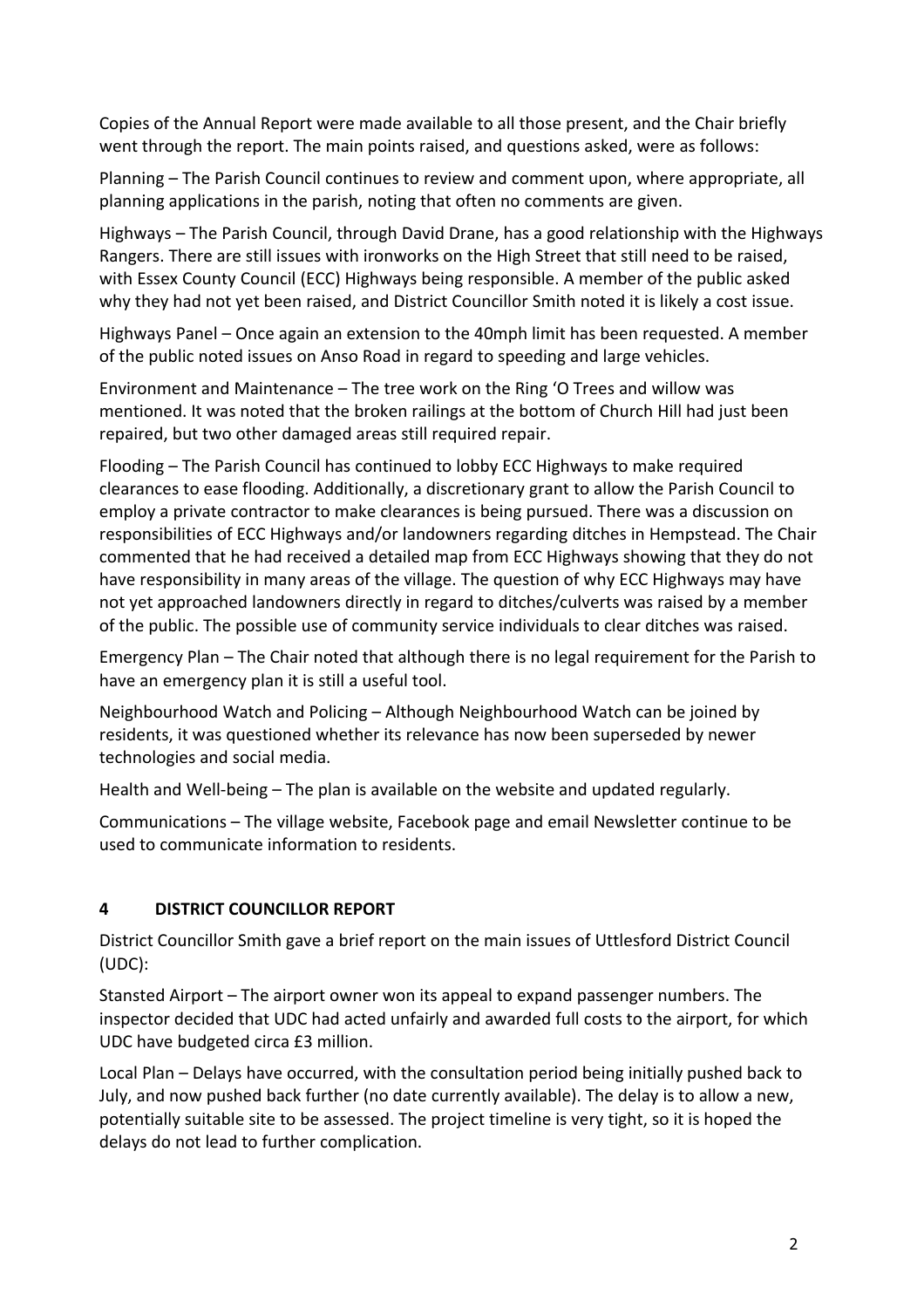Copies of the Annual Report were made available to all those present, and the Chair briefly went through the report. The main points raised, and questions asked, were as follows:

Planning – The Parish Council continues to review and comment upon, where appropriate, all planning applications in the parish, noting that often no comments are given.

Highways – The Parish Council, through David Drane, has a good relationship with the Highways Rangers. There are still issues with ironworks on the High Street that still need to be raised, with Essex County Council (ECC) Highways being responsible. A member of the public asked why they had not yet been raised, and District Councillor Smith noted it is likely a cost issue.

Highways Panel – Once again an extension to the 40mph limit has been requested. A member of the public noted issues on Anso Road in regard to speeding and large vehicles.

Environment and Maintenance – The tree work on the Ring 'O Trees and willow was mentioned. It was noted that the broken railings at the bottom of Church Hill had just been repaired, but two other damaged areas still required repair.

Flooding – The Parish Council has continued to lobby ECC Highways to make required clearances to ease flooding. Additionally, a discretionary grant to allow the Parish Council to employ a private contractor to make clearances is being pursued. There was a discussion on responsibilities of ECC Highways and/or landowners regarding ditches in Hempstead. The Chair commented that he had received a detailed map from ECC Highways showing that they do not have responsibility in many areas of the village. The question of why ECC Highways may have not yet approached landowners directly in regard to ditches/culverts was raised by a member of the public. The possible use of community service individuals to clear ditches was raised.

Emergency Plan – The Chair noted that although there is no legal requirement for the Parish to have an emergency plan it is still a useful tool.

Neighbourhood Watch and Policing – Although Neighbourhood Watch can be joined by residents, it was questioned whether its relevance has now been superseded by newer technologies and social media.

Health and Well-being – The plan is available on the website and updated regularly.

Communications – The village website, Facebook page and email Newsletter continue to be used to communicate information to residents.

## 4 DISTRICT COUNCILLOR REPORT

District Councillor Smith gave a brief report on the main issues of Uttlesford District Council (UDC):

Stansted Airport – The airport owner won its appeal to expand passenger numbers. The inspector decided that UDC had acted unfairly and awarded full costs to the airport, for which UDC have budgeted circa £3 million.

Local Plan – Delays have occurred, with the consultation period being initially pushed back to July, and now pushed back further (no date currently available). The delay is to allow a new, potentially suitable site to be assessed. The project timeline is very tight, so it is hoped the delays do not lead to further complication.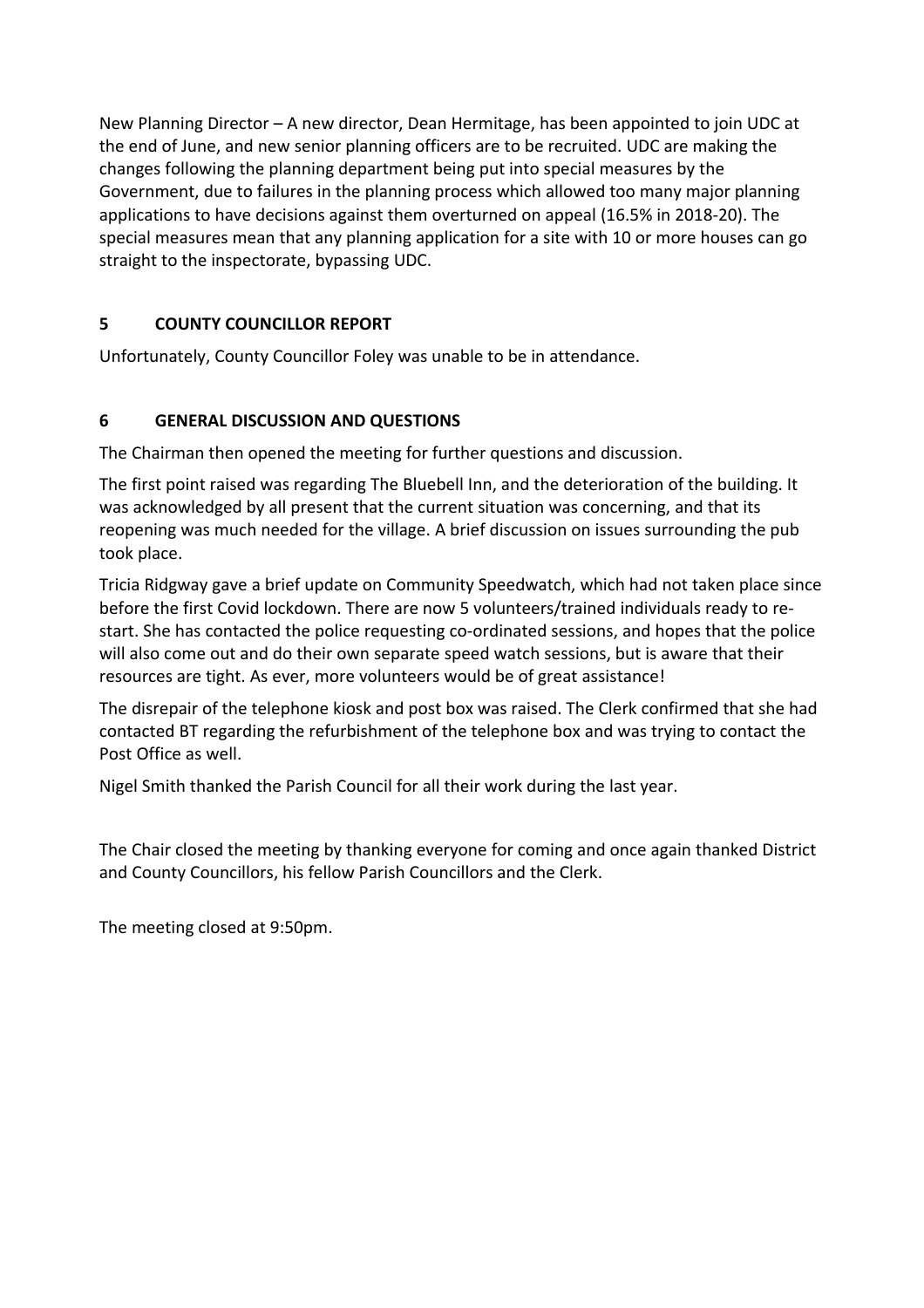New Planning Director – A new director, Dean Hermitage, has been appointed to join UDC at the end of June, and new senior planning officers are to be recruited. UDC are making the changes following the planning department being put into special measures by the Government, due to failures in the planning process which allowed too many major planning applications to have decisions against them overturned on appeal (16.5% in 2018-20). The special measures mean that any planning application for a site with 10 or more houses can go straight to the inspectorate, bypassing UDC.

## 5 COUNTY COUNCILLOR REPORT

Unfortunately, County Councillor Foley was unable to be in attendance.

## 6 GENERAL DISCUSSION AND QUESTIONS

The Chairman then opened the meeting for further questions and discussion.

The first point raised was regarding The Bluebell Inn, and the deterioration of the building. It was acknowledged by all present that the current situation was concerning, and that its reopening was much needed for the village. A brief discussion on issues surrounding the pub took place.

Tricia Ridgway gave a brief update on Community Speedwatch, which had not taken place since before the first Covid lockdown. There are now 5 volunteers/trained individuals ready to re-start. She has contacted the police requesting co-ordinated sessions, and hopes that the police will also come out and do their own separate speed watch sessions, but is aware that their resources are tight. As ever, more volunteers would be of great assistance!

The disrepair of the telephone kiosk and post box was raised. The Clerk confirmed that she had contacted BT regarding the refurbishment of the telephone box and was trying to contact the Post Office as well.

Nigel Smith thanked the Parish Council for all their work during the last year.

The Chair closed the meeting by thanking everyone for coming and once again thanked District and County Councillors, his fellow Parish Councillors and the Clerk.

The meeting closed at 9:50pm.